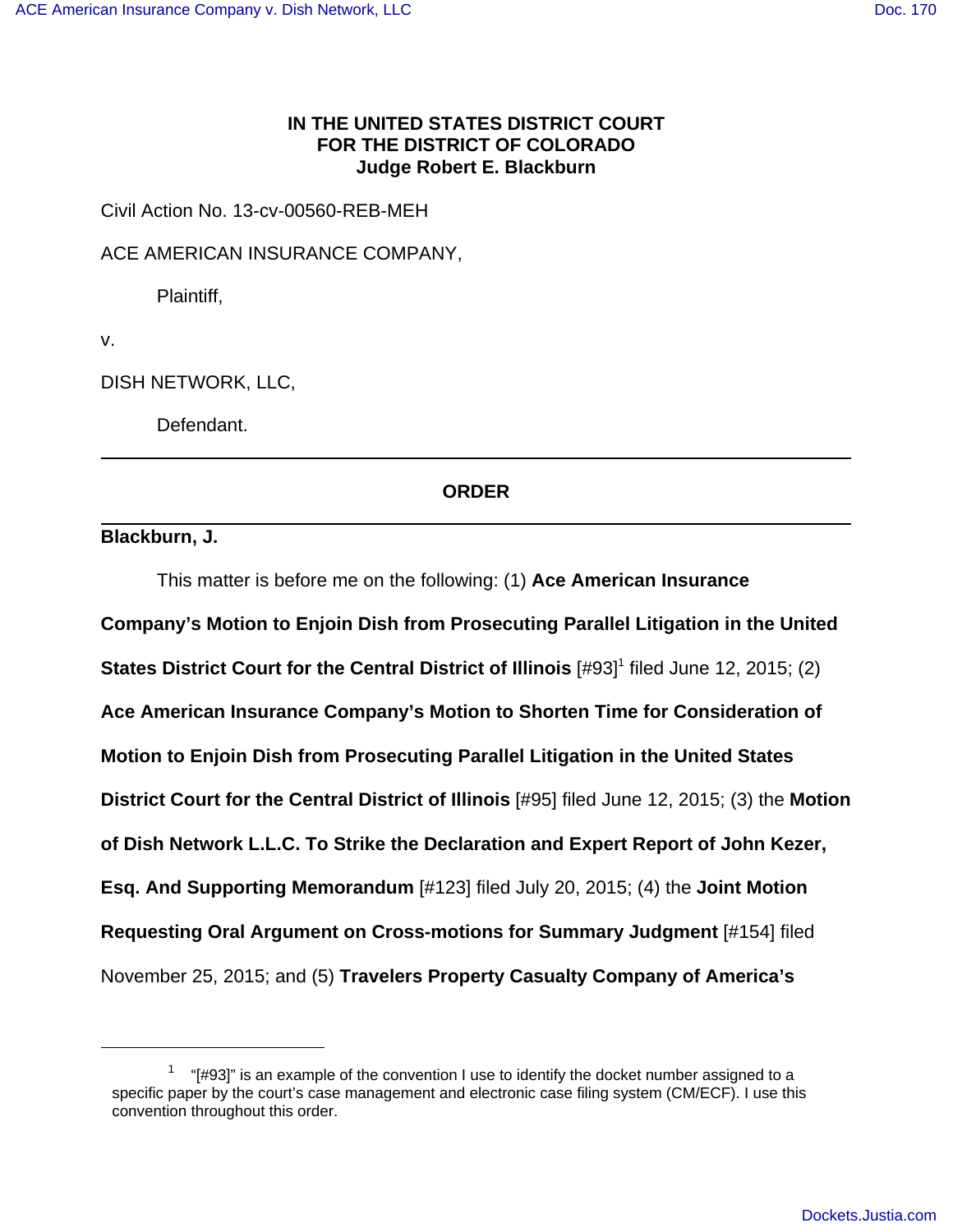**IN THE UNITED STATES DISTRICT COURT**
**FOR THE DISTRICT OF COLORADO**
**Judge Robert E. Blackburn**

Civil Action No. 13-cv-00560-REB-MEH

ACE AMERICAN INSURANCE COMPANY,

Plaintiff,

v.

DISH NETWORK, LLC,

Defendant.

---

## ORDER

---

**Blackburn, J.**

This matter is before me on the following: (1) **Ace American Insurance Company's Motion to Enjoin Dish from Prosecuting Parallel Litigation in the United States District Court for the Central District of Illinois** [#93][1] filed June 12, 2015; (2) **Ace American Insurance Company's Motion to Shorten Time for Consideration of Motion to Enjoin Dish from Prosecuting Parallel Litigation in the United States District Court for the Central District of Illinois** [#95] filed June 12, 2015; (3) the **Motion of Dish Network L.L.C. To Strike the Declaration and Expert Report of John Kezer, Esq. And Supporting Memorandum** [#123] filed July 20, 2015; (4) the **Joint Motion Requesting Oral Argument on Cross-motions for Summary Judgment** [#154] filed November 25, 2015; and (5) **Travelers Property Casualty Company of America's**

---

[1] "[#93]" is an example of the convention I use to identify the docket number assigned to a specific paper by the court's case management and electronic case filing system (CM/ECF). I use this convention throughout this order.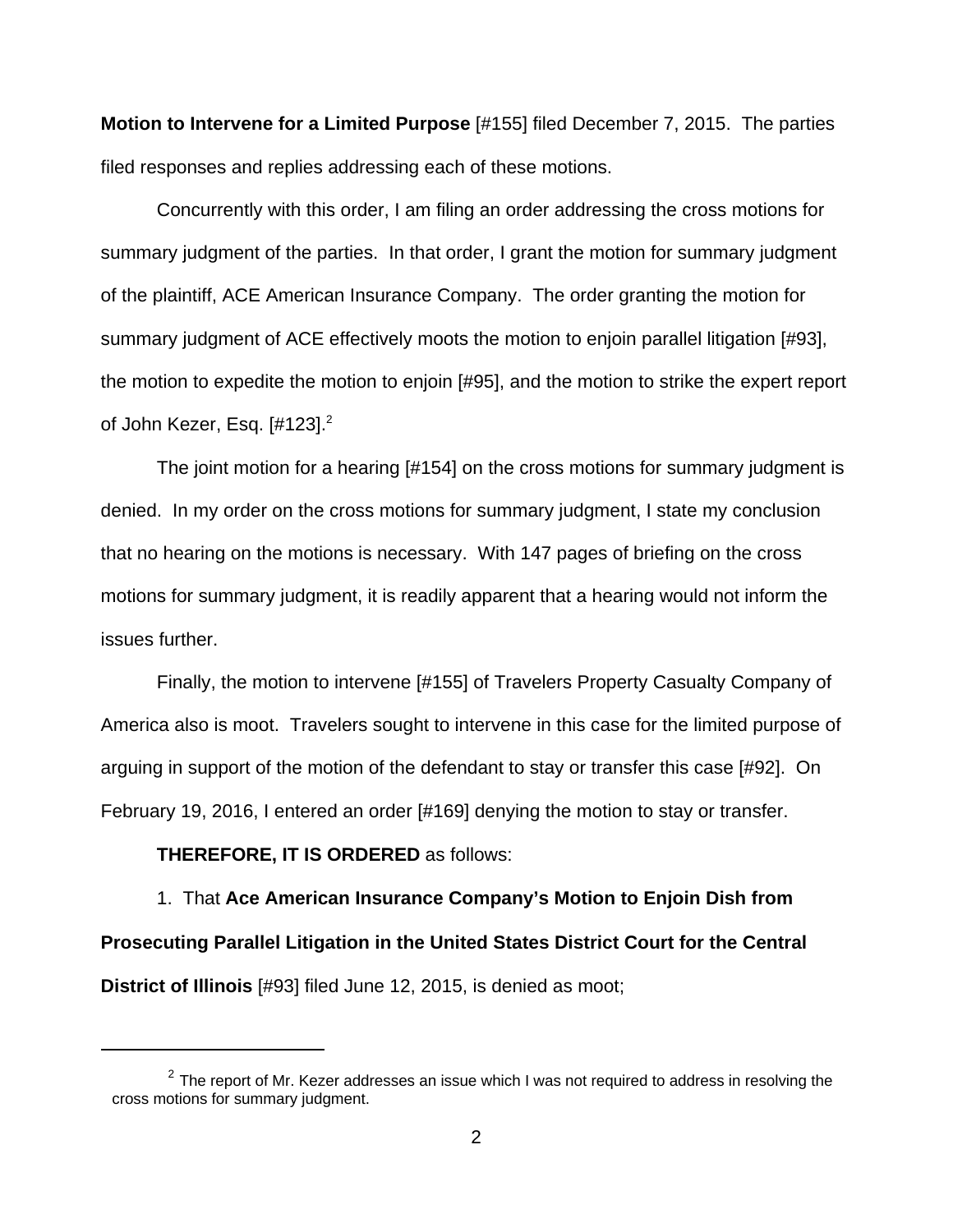**Motion to Intervene for a Limited Purpose** [#155] filed December 7, 2015. The parties filed responses and replies addressing each of these motions.

Concurrently with this order, I am filing an order addressing the cross motions for summary judgment of the parties. In that order, I grant the motion for summary judgment of the plaintiff, ACE American Insurance Company. The order granting the motion for summary judgment of ACE effectively moots the motion to enjoin parallel litigation [#93], the motion to expedite the motion to enjoin [#95], and the motion to strike the expert report of John Kezer, Esq. [#123].[2]

The joint motion for a hearing [#154] on the cross motions for summary judgment is denied. In my order on the cross motions for summary judgment, I state my conclusion that no hearing on the motions is necessary. With 147 pages of briefing on the cross motions for summary judgment, it is readily apparent that a hearing would not inform the issues further.

Finally, the motion to intervene [#155] of Travelers Property Casualty Company of America also is moot. Travelers sought to intervene in this case for the limited purpose of arguing in support of the motion of the defendant to stay or transfer this case [#92]. On February 19, 2016, I entered an order [#169] denying the motion to stay or transfer.

**THEREFORE, IT IS ORDERED** as follows:

1. That **Ace American Insurance Company's Motion to Enjoin Dish from Prosecuting Parallel Litigation in the United States District Court for the Central District of Illinois** [#93] filed June 12, 2015, is denied as moot;

---

[2] The report of Mr. Kezer addresses an issue which I was not required to address in resolving the cross motions for summary judgment.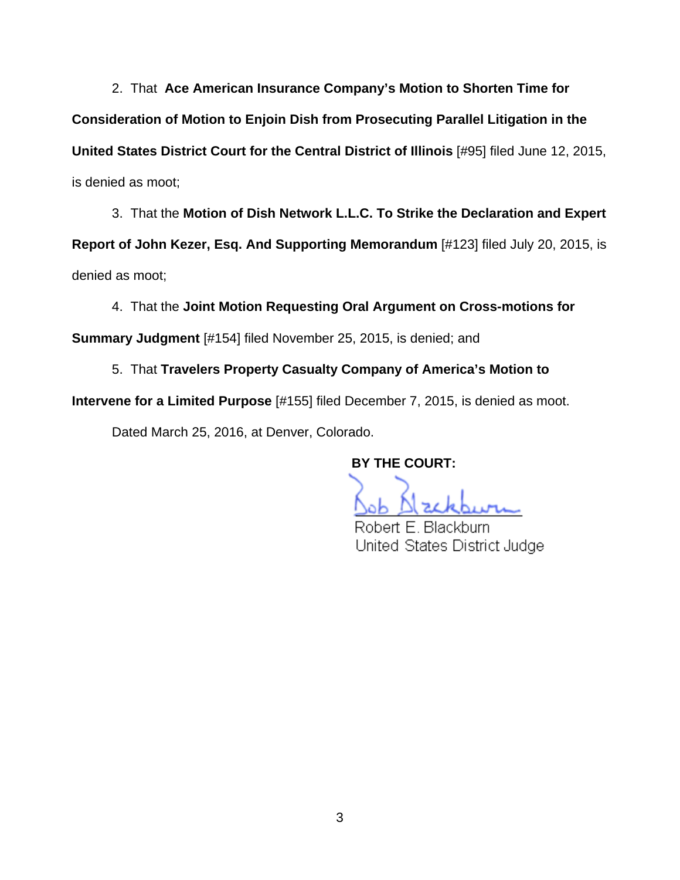2. That **Ace American Insurance Company's Motion to Shorten Time for Consideration of Motion to Enjoin Dish from Prosecuting Parallel Litigation in the United States District Court for the Central District of Illinois** [#95] filed June 12, 2015, is denied as moot;

3. That the **Motion of Dish Network L.L.C. To Strike the Declaration and Expert Report of John Kezer, Esq. And Supporting Memorandum** [#123] filed July 20, 2015, is denied as moot;

4. That the **Joint Motion Requesting Oral Argument on Cross-motions for Summary Judgment** [#154] filed November 25, 2015, is denied; and

5. That **Travelers Property Casualty Company of America's Motion to Intervene for a Limited Purpose** [#155] filed December 7, 2015, is denied as moot.

Dated March 25, 2016, at Denver, Colorado.

**BY THE COURT:**

Bob Blackburn

Robert E. Blackburn
United States District Judge